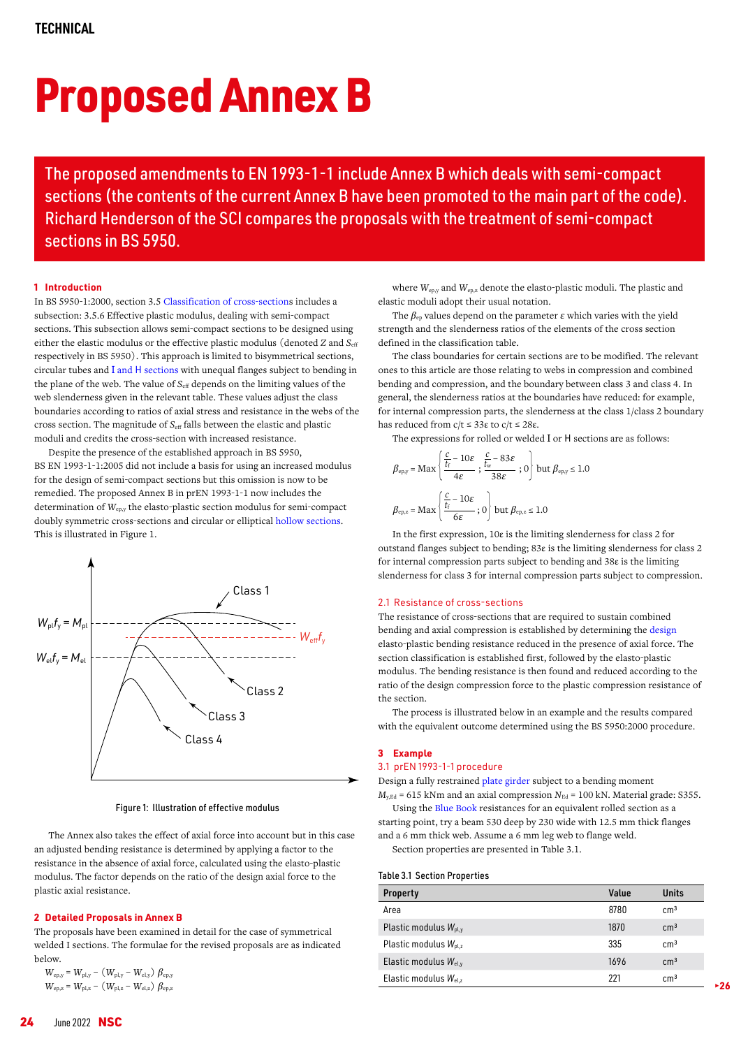TECHNICAL

# Proposed Annex B

**The proposed amendments to EN 1993-1-1 include Annex B which deals with semi-compact sections (the contents of the current Annex B have been promoted to the main part of the code). Richard Henderson of the SCI compares the proposals with the treatment of semi-compact sections in BS 5950.**

## 1 Introduction

In BS 5950-1:2000, section 3.5 Classification of cross-sections includes a subsection: 3.5.6 Effective plastic modulus, dealing with semi-compact sections. This subsection allows semi-compact sections to be designed using either the elastic modulus or the effective plastic modulus (denoted $Z$ and $S_{eff}$ respectively in BS 5950). This approach is limited to bisymmetrical sections, circular tubes and I and H sections with unequal flanges subject to bending in the plane of the web. The value of $S_{eff}$ depends on the limiting values of the web slenderness given in the relevant table. These values adjust the class boundaries according to ratios of axial stress and resistance in the webs of the cross section. The magnitude of $S_{eff}$ falls between the elastic and plastic moduli and credits the cross-section with increased resistance.

Despite the presence of the established approach in BS 5950, BS EN 1993-1-1:2005 did not include a basis for using an increased modulus for the design of semi-compact sections but this omission is now to be remedied. The proposed Annex B in prEN 1993-1-1 now includes the determination of $W_{ep,y}$ the elasto-plastic section modulus for semi-compact doubly symmetric cross-sections and circular or elliptical hollow sections. This is illustrated in Figure 1.

Figure 1: Illustration of effective modulus

The Annex also takes the effect of axial force into account but in this case an adjusted bending resistance is determined by applying a factor to the resistance in the absence of axial force, calculated using the elasto-plastic modulus. The factor depends on the ratio of the design axial force to the plastic axial resistance.

## 2 Detailed Proposals in Annex B

The proposals have been examined in detail for the case of symmetrical welded I sections. The formulae for the revised proposals are as indicated below.

$$W_{ep,y} = W_{pl,y} - (W_{pl,y} - W_{el,y})\ \beta_{ep,y}$$

$$W_{ep,z} = W_{pl,z} - (W_{pl,z} - W_{el,z})\ \beta_{ep,z}$$

where $W_{ep,y}$ and $W_{ep,z}$ denote the elasto-plastic moduli. The plastic and elastic moduli adopt their usual notation.

The $\beta_{ep}$ values depend on the parameter $\varepsilon$ which varies with the yield strength and the slenderness ratios of the elements of the cross section defined in the classification table.

The class boundaries for certain sections are to be modified. The relevant ones to this article are those relating to webs in compression and combined bending and compression, and the boundary between class 3 and class 4. In general, the slenderness ratios at the boundaries have reduced: for example, for internal compression parts, the slenderness at the class 1/class 2 boundary has reduced from $c/t \leq 33\varepsilon$ to $c/t \leq 28\varepsilon$.

The expressions for rolled or welded I or H sections are as follows:

$$\beta_{ep,y} = \text{Max}\left\{\frac{\frac{c}{t_f} - 10\varepsilon}{4\varepsilon}\ ;\ \frac{\frac{c}{t_w} - 83\varepsilon}{38\varepsilon}\ ;\ 0\right\} \text{ but } \beta_{ep,y} \leq 1.0$$

$$\beta_{ep,z} = \text{Max}\left\{\frac{\frac{c}{t_f} - 10\varepsilon}{6\varepsilon}\ ;\ 0\right\} \text{ but } \beta_{ep,z} \leq 1.0$$

In the first expression, $10\varepsilon$ is the limiting slenderness for class 2 for outstand flanges subject to bending; $83\varepsilon$ is the limiting slenderness for class 2 for internal compression parts subject to bending and $38\varepsilon$ is the limiting slenderness for class 3 for internal compression parts subject to compression.

### 2.1 Resistance of cross-sections

The resistance of cross-sections that are required to sustain combined bending and axial compression is established by determining the design elasto-plastic bending resistance reduced in the presence of axial force. The section classification is established first, followed by the elasto-plastic modulus. The bending resistance is then found and reduced according to the ratio of the design compression force to the plastic compression resistance of the section.

The process is illustrated below in an example and the results compared with the equivalent outcome determined using the BS 5950:2000 procedure.

## 3 Example

### 3.1 prEN 1993-1-1 procedure

Design a fully restrained plate girder subject to a bending moment $M_{y,Ed}$ = 615 kNm and an axial compression $N_{Ed}$ = 100 kN. Material grade: S355.

Using the Blue Book resistances for an equivalent rolled section as a starting point, try a beam 530 deep by 230 wide with 12.5 mm thick flanges and a 6 mm thick web. Assume a 6 mm leg web to flange weld.

Section properties are presented in Table 3.1.

Table 3.1 Section Properties

| Property | Value | Units |
|---|---|---|
| Area | 8780 | cm³ |
| Plastic modulus $W_{pl,y}$ | 1870 | cm³ |
| Plastic modulus $W_{pl,z}$ | 335 | cm³ |
| Elastic modulus $W_{el,y}$ | 1696 | cm³ |
| Elastic modulus $W_{el,z}$ | 221 | cm³ |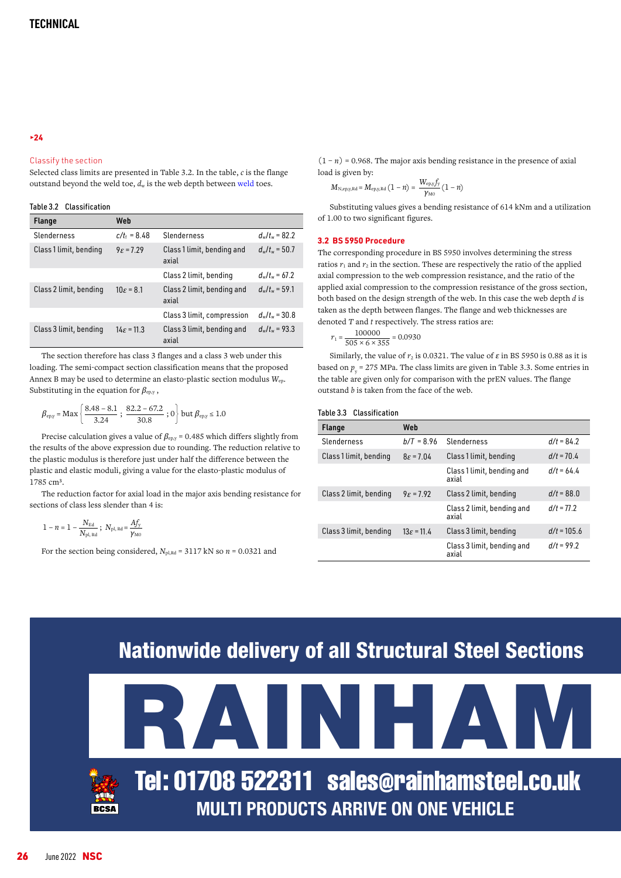▸24

### Classify the section

Selected class limits are presented in Table 3.2. In the table, $c$ is the flange outstand beyond the weld toe, $d_w$ is the web depth between weld toes.

Table 3.2 Classification

| Flange | | Web | |
|---|---|---|---|
| Slenderness | $c/t_f$ = 8.48 | Slenderness | $d_w/t_w$ = 82.2 |
| Class 1 limit, bending | $9\varepsilon$ = 7.29 | Class 1 limit, bending and axial | $d_w/t_w$ = 50.7 |
| | | Class 2 limit, bending | $d_w/t_w$ = 67.2 |
| Class 2 limit, bending | $10\varepsilon$ = 8.1 | Class 2 limit, bending and axial | $d_w/t_w$ = 59.1 |
| | | Class 3 limit, compression | $d_w/t_w$ = 30.8 |
| Class 3 limit, bending | $14\varepsilon$ = 11.3 | Class 3 limit, bending and axial | $d_w/t_w$ = 93.3 |

The section therefore has class 3 flanges and a class 3 web under this loading. The semi-compact section classification means that the proposed Annex B may be used to determine an elasto-plastic section modulus $W_{ep}$. Substituting in the equation for $\beta_{ep,y}$,

$$\beta_{ep,y} = \text{Max}\left\{\frac{8.48-8.1}{3.24}\ ;\ \frac{82.2-67.2}{30.8}\ ;0\right\} \text{ but } \beta_{ep,y} \leq 1.0$$

Precise calculation gives a value of $\beta_{ep,y}$ = 0.485 which differs slightly from the results of the above expression due to rounding. The reduction relative to the plastic modulus is therefore just under half the difference between the plastic and elastic moduli, giving a value for the elasto-plastic modulus of 1785 cm³.

The reduction factor for axial load in the major axis bending resistance for sections of class less slender than 4 is:

$$1-n = 1-\frac{N_{Ed}}{N_{pl,Rd}}\ ;\ N_{pl,Rd} = \frac{Af_y}{\gamma_{M0}}$$

For the section being considered, $N_{pl,Rd}$ = 3117 kN so $n$ = 0.0321 and $(1-n)$ = 0.968. The major axis bending resistance in the presence of axial load is given by:

$$M_{N,ep,y,Rd} = M_{ep,y,Rd}\,(1-n) = \frac{W_{ep,y}f_y}{\gamma_{M0}}(1-n)$$

Substituting values gives a bending resistance of 614 kNm and a utilization of 1.00 to two significant figures.

### 3.2 BS 5950 Procedure

The corresponding procedure in BS 5950 involves determining the stress ratios $r_1$ and $r_2$ in the section. These are respectively the ratio of the applied axial compression to the web compression resistance, and the ratio of the applied axial compression to the compression resistance of the gross section, both based on the design strength of the web. In this case the web depth $d$ is taken as the depth between flanges. The flange and web thicknesses are denoted $T$ and $t$ respectively. The stress ratios are:

$$r_1 = \frac{100000}{505 \times 6 \times 355} = 0.0930$$

Similarly, the value of $r_2$ is 0.0321. The value of $\varepsilon$ in BS 5950 is 0.88 as it is based on $p_y$ = 275 MPa. The class limits are given in Table 3.3. Some entries in the table are given only for comparison with the prEN values. The flange outstand $b$ is taken from the face of the web.

Table 3.3 Classification

| Flange | | Web | |
|---|---|---|---|
| Slenderness | $b/T$ = 8.96 | Slenderness | $d/t$ = 84.2 |
| Class 1 limit, bending | $8\varepsilon$ = 7.04 | Class 1 limit, bending | $d/t$ = 70.4 |
| | | Class 1 limit, bending and axial | $d/t$ = 64.4 |
| Class 2 limit, bending | $9\varepsilon$ = 7.92 | Class 2 limit, bending | $d/t$ = 88.0 |
| | | Class 2 limit, bending and axial | $d/t$ = 77.2 |
| Class 3 limit, bending | $13\varepsilon$ = 11.4 | Class 3 limit, bending | $d/t$ = 105.6 |
| | | Class 3 limit, bending and axial | $d/t$ = 99.2 |

Nationwide delivery of all Structural Steel Sections

RAINHAM

Tel: 01708 522311 sales@rainhamsteel.co.uk

MULTI PRODUCTS ARRIVE ON ONE VEHICLE

BCSA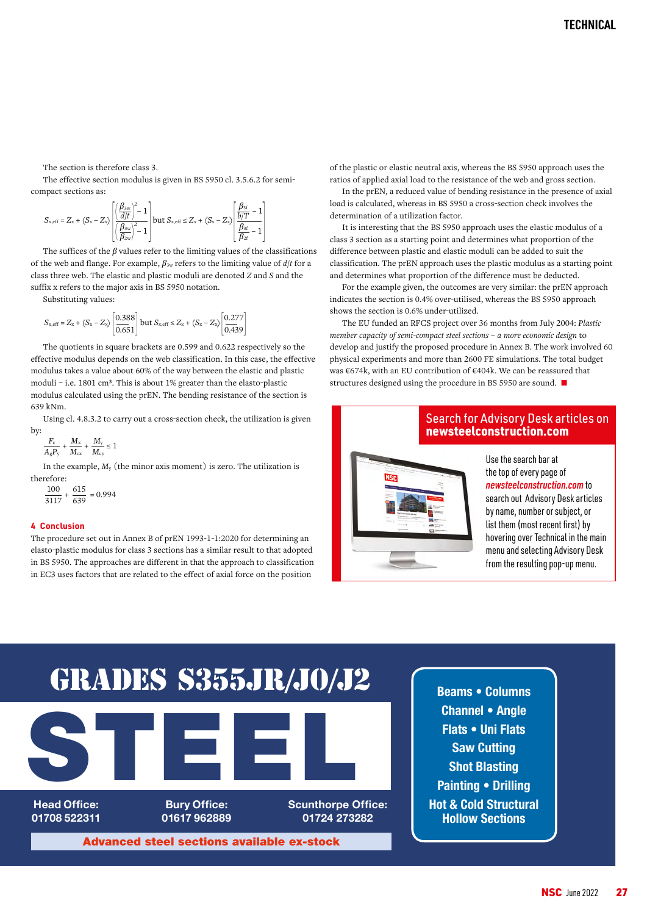The section is therefore class 3.

The effective section modulus is given in BS 5950 cl. 3.5.6.2 for semi-compact sections as:

$$S_{x,eff} = Z_x + (S_x - Z_x)\left[\frac{\left(\frac{\beta_{3w}}{d/t}\right)^2 - 1}{\left(\frac{\beta_{3w}}{\beta_{2w}}\right)^2 - 1}\right] \text{ but } S_{x,eff} \le Z_x + (S_x - Z_x)\left[\frac{\frac{\beta_{3f}}{b/T} - 1}{\frac{\beta_{3f}}{\beta_{2f}} - 1}\right]$$

The suffices of the $\beta$ values refer to the limiting values of the classifications of the web and flange. For example, $\beta_{3w}$ refers to the limiting value of $d/t$ for a class three web. The elastic and plastic moduli are denoted $Z$ and $S$ and the suffix x refers to the major axis in BS 5950 notation.

Substituting values:

$$S_{x,eff} = Z_x + (S_x - Z_x)\left[\frac{0.388}{0.651}\right] \text{ but } S_{x,eff} \le Z_x + (S_x - Z_x)\left[\frac{0.277}{0.439}\right]$$

The quotients in square brackets are 0.599 and 0.622 respectively so the effective modulus depends on the web classification. In this case, the effective modulus takes a value about 60% of the way between the elastic and plastic moduli – i.e. 1801 cm³. This is about 1% greater than the elasto-plastic modulus calculated using the prEN. The bending resistance of the section is 639 kNm.

Using cl. 4.8.3.2 to carry out a cross-section check, the utilization is given by:

$$\frac{F_c}{A_g P_y} + \frac{M_x}{M_{cx}} + \frac{M_y}{M_{cy}} \le 1$$

In the example, $M_y$ (the minor axis moment) is zero. The utilization is therefore:

$$\frac{100}{3117} + \frac{615}{639} = 0.994$$

## 4 Conclusion

The procedure set out in Annex B of prEN 1993-1-1:2020 for determining an elasto-plastic modulus for class 3 sections has a similar result to that adopted in BS 5950. The approaches are different in that the approach to classification in EC3 uses factors that are related to the effect of axial force on the position of the plastic or elastic neutral axis, whereas the BS 5950 approach uses the ratios of applied axial load to the resistance of the web and gross section.

In the prEN, a reduced value of bending resistance in the presence of axial load is calculated, whereas in BS 5950 a cross-section check involves the determination of a utilization factor.

It is interesting that the BS 5950 approach uses the elastic modulus of a class 3 section as a starting point and determines what proportion of the difference between plastic and elastic moduli can be added to suit the classification. The prEN approach uses the plastic modulus as a starting point and determines what proportion of the difference must be deducted.

For the example given, the outcomes are very similar: the prEN approach indicates the section is 0.4% over-utilised, whereas the BS 5950 approach shows the section is 0.6% under-utilized.

The EU funded an RFCS project over 36 months from July 2004: *Plastic member capacity of semi-compact steel sections – a more economic design* to develop and justify the proposed procedure in Annex B. The work involved 60 physical experiments and more than 2600 FE simulations. The total budget was €674k, with an EU contribution of €404k. We can be reassured that structures designed using the procedure in BS 5950 are sound. ■

**Search for Advisory Desk articles on newsteelconstruction.com**

Use the search bar at the top of every page of *newsteelconstruction.com* to search out Advisory Desk articles by name, number or subject, or list them (most recent first) by hovering over Technical in the main menu and selecting Advisory Desk from the resulting pop-up menu.

**GRADES S355JR/J0/J2**

**STEEL**

**Head Office:** 01708 522311

**Bury Office:** 01617 962889

**Scunthorpe Office:** 01724 273282

**Advanced steel sections available ex-stock**

Beams • Columns
Channel • Angle
Flats • Uni Flats
Saw Cutting
Shot Blasting
Painting • Drilling
Hot & Cold Structural Hollow Sections